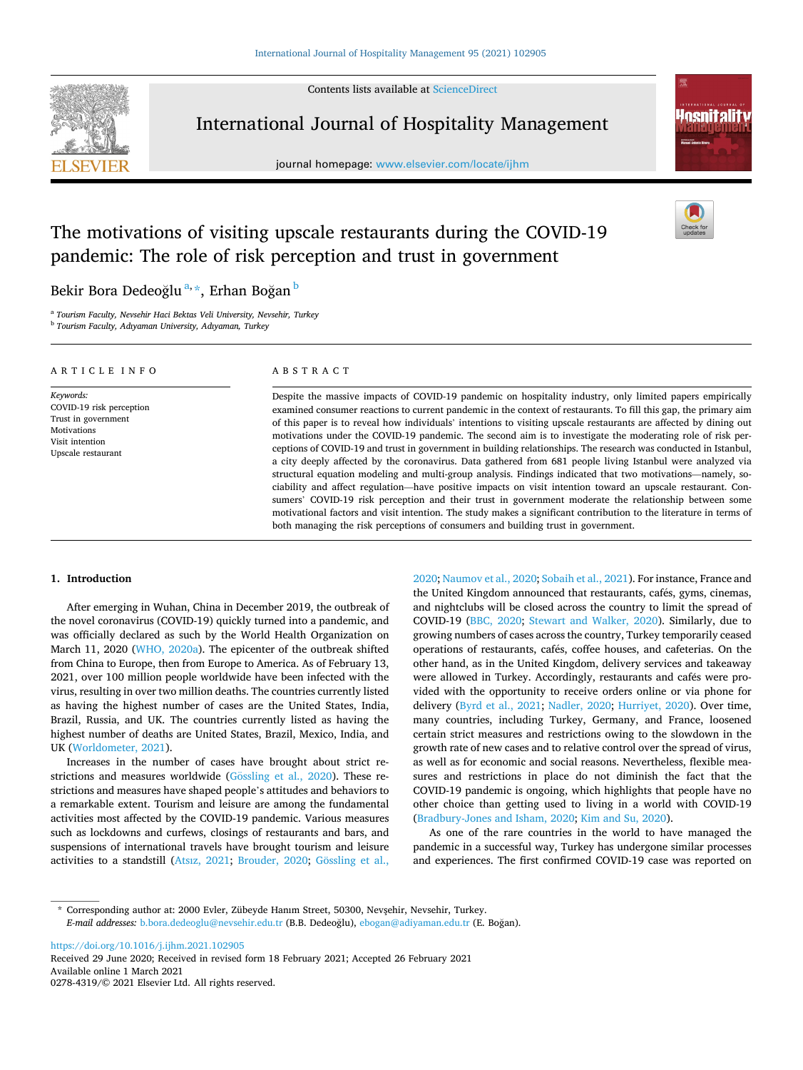# The motivations of visiting upscale restaurants during the COVID-19 pandemic: The role of risk perception and trust in government

Bekir Bora Dedeoğlu[a,*], Erhan Boğan[b]

[a] Tourism Faculty, Nevsehir Haci Bektas Veli University, Nevsehir, Turkey
[b] Tourism Faculty, Adıyaman University, Adıyaman, Turkey

## ARTICLE INFO

*Keywords:*
COVID-19 risk perception
Trust in government
Motivations
Visit intention
Upscale restaurant

## ABSTRACT

Despite the massive impacts of COVID-19 pandemic on hospitality industry, only limited papers empirically examined consumer reactions to current pandemic in the context of restaurants. To fill this gap, the primary aim of this paper is to reveal how individuals' intentions to visiting upscale restaurants are affected by dining out motivations under the COVID-19 pandemic. The second aim is to investigate the moderating role of risk perceptions of COVID-19 and trust in government in building relationships. The research was conducted in Istanbul, a city deeply affected by the coronavirus. Data gathered from 681 people living Istanbul were analyzed via structural equation modeling and multi-group analysis. Findings indicated that two motivations—namely, sociability and affect regulation—have positive impacts on visit intention toward an upscale restaurant. Consumers' COVID-19 risk perception and their trust in government moderate the relationship between some motivational factors and visit intention. The study makes a significant contribution to the literature in terms of both managing the risk perceptions of consumers and building trust in government.

## 1. Introduction

After emerging in Wuhan, China in December 2019, the outbreak of the novel coronavirus (COVID-19) quickly turned into a pandemic, and was officially declared as such by the World Health Organization on March 11, 2020 (WHO, 2020a). The epicenter of the outbreak shifted from China to Europe, then from Europe to America. As of February 13, 2021, over 100 million people worldwide have been infected with the virus, resulting in over two million deaths. The countries currently listed as having the highest number of cases are the United States, India, Brazil, Russia, and UK. The countries currently listed as having the highest number of deaths are United States, Brazil, Mexico, India, and UK (Worldometer, 2021).

Increases in the number of cases have brought about strict restrictions and measures worldwide (Gössling et al., 2020). These restrictions and measures have shaped people's attitudes and behaviors to a remarkable extent. Tourism and leisure are among the fundamental activities most affected by the COVID-19 pandemic. Various measures such as lockdowns and curfews, closings of restaurants and bars, and suspensions of international travels have brought tourism and leisure activities to a standstill (Atsız, 2021; Brouder, 2020; Gössling et al., 2020; Naumov et al., 2020; Sobaih et al., 2021). For instance, France and the United Kingdom announced that restaurants, cafés, gyms, cinemas, and nightclubs will be closed across the country to limit the spread of COVID-19 (BBC, 2020; Stewart and Walker, 2020). Similarly, due to growing numbers of cases across the country, Turkey temporarily ceased operations of restaurants, cafés, coffee houses, and cafeterias. On the other hand, as in the United Kingdom, delivery services and takeaway were allowed in Turkey. Accordingly, restaurants and cafés were provided with the opportunity to receive orders online or via phone for delivery (Byrd et al., 2021; Nadler, 2020; Hurriyet, 2020). Over time, many countries, including Turkey, Germany, and France, loosened certain strict measures and restrictions owing to the slowdown in the growth rate of new cases and to relative control over the spread of virus, as well as for economic and social reasons. Nevertheless, flexible measures and restrictions in place do not diminish the fact that the COVID-19 pandemic is ongoing, which highlights that people have no other choice than getting used to living in a world with COVID-19 (Bradbury-Jones and Isham, 2020; Kim and Su, 2020).

As one of the rare countries in the world to have managed the pandemic in a successful way, Turkey has undergone similar processes and experiences. The first confirmed COVID-19 case was reported on

---

* Corresponding author at: 2000 Evler, Zübeyde Hanım Street, 50300, Nevşehir, Nevsehir, Turkey.
*E-mail addresses:* b.bora.dedeoglu@nevsehir.edu.tr (B.B. Dedeoğlu), ebogan@adiyaman.edu.tr (E. Boğan).

https://doi.org/10.1016/j.ijhm.2021.102905
Received 29 June 2020; Received in revised form 18 February 2021; Accepted 26 February 2021
Available online 1 March 2021
0278-4319/© 2021 Elsevier Ltd. All rights reserved.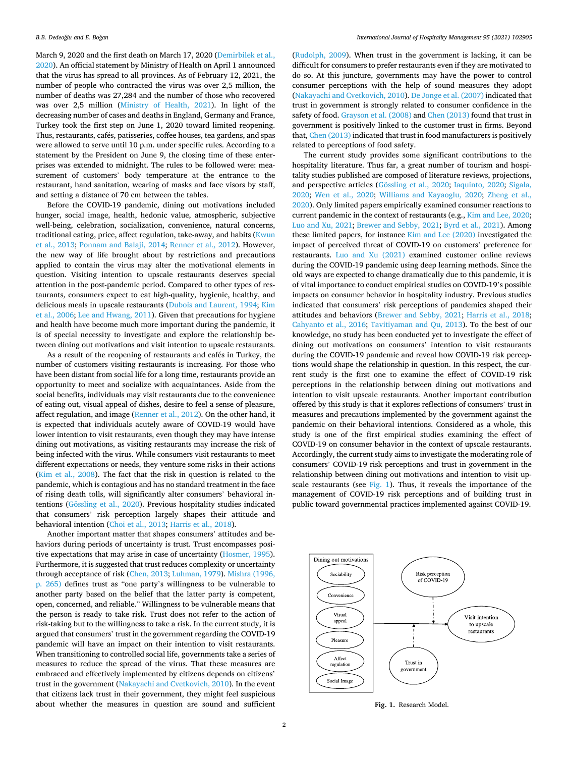March 9, 2020 and the first death on March 17, 2020 (Demirbilek et al., 2020). An official statement by Ministry of Health on April 1 announced that the virus has spread to all provinces. As of February 12, 2021, the number of people who contracted the virus was over 2,5 million, the number of deaths was 27,284 and the number of those who recovered was over 2,5 million (Ministry of Health, 2021). In light of the decreasing number of cases and deaths in England, Germany and France, Turkey took the first step on June 1, 2020 toward limited reopening. Thus, restaurants, cafés, patisseries, coffee houses, tea gardens, and spas were allowed to serve until 10 p.m. under specific rules. According to a statement by the President on June 9, the closing time of these enterprises was extended to midnight. The rules to be followed were: measurement of customers' body temperature at the entrance to the restaurant, hand sanitation, wearing of masks and face visors by staff, and setting a distance of 70 cm between the tables.

Before the COVID-19 pandemic, dining out motivations included hunger, social image, health, hedonic value, atmospheric, subjective well-being, celebration, socialization, convenience, natural concerns, traditional eating, price, affect regulation, take-away, and habits (Kwun et al., 2013; Ponnam and Balaji, 2014; Renner et al., 2012). However, the new way of life brought about by restrictions and precautions applied to contain the virus may alter the motivational elements in question. Visiting intention to upscale restaurants deserves special attention in the post-pandemic period. Compared to other types of restaurants, consumers expect to eat high-quality, hygienic, healthy, and delicious meals in upscale restaurants (Dubois and Laurent, 1994; Kim et al., 2006; Lee and Hwang, 2011). Given that precautions for hygiene and health have become much more important during the pandemic, it is of special necessity to investigate and explore the relationship between dining out motivations and visit intention to upscale restaurants.

As a result of the reopening of restaurants and cafés in Turkey, the number of customers visiting restaurants is increasing. For those who have been distant from social life for a long time, restaurants provide an opportunity to meet and socialize with acquaintances. Aside from the social benefits, individuals may visit restaurants due to the convenience of eating out, visual appeal of dishes, desire to feel a sense of pleasure, affect regulation, and image (Renner et al., 2012). On the other hand, it is expected that individuals acutely aware of COVID-19 would have lower intention to visit restaurants, even though they may have intense dining out motivations, as visiting restaurants may increase the risk of being infected with the virus. While consumers visit restaurants to meet different expectations or needs, they venture some risks in their actions (Kim et al., 2008). The fact that the risk in question is related to the pandemic, which is contagious and has no standard treatment in the face of rising death tolls, will significantly alter consumers' behavioral intentions (Gössling et al., 2020). Previous hospitality studies indicated that consumers' risk perception largely shapes their attitude and behavioral intention (Choi et al., 2013; Harris et al., 2018).

Another important matter that shapes consumers' attitudes and behaviors during periods of uncertainty is trust. Trust encompasses positive expectations that may arise in case of uncertainty (Hosmer, 1995). Furthermore, it is suggested that trust reduces complexity or uncertainty through acceptance of risk (Chen, 2013; Luhman, 1979). Mishra (1996, p. 265) defines trust as "one party's willingness to be vulnerable to another party based on the belief that the latter party is competent, open, concerned, and reliable." Willingness to be vulnerable means that the person is ready to take risk. Trust does not refer to the action of risk-taking but to the willingness to take a risk. In the current study, it is argued that consumers' trust in the government regarding the COVID-19 pandemic will have an impact on their intention to visit restaurants. When transitioning to controlled social life, governments take a series of measures to reduce the spread of the virus. That these measures are embraced and effectively implemented by citizens depends on citizens' trust in the government (Nakayachi and Cvetkovich, 2010). In the event that citizens lack trust in their government, they might feel suspicious about whether the measures in question are sound and sufficient (Rudolph, 2009). When trust in the government is lacking, it can be difficult for consumers to prefer restaurants even if they are motivated to do so. At this juncture, governments may have the power to control consumer perceptions with the help of sound measures they adopt (Nakayachi and Cvetkovich, 2010). De Jonge et al. (2007) indicated that trust in government is strongly related to consumer confidence in the safety of food. Grayson et al. (2008) and Chen (2013) found that trust in government is positively linked to the customer trust in firms. Beyond that, Chen (2013) indicated that trust in food manufacturers is positively related to perceptions of food safety.

The current study provides some significant contributions to the hospitality literature. Thus far, a great number of tourism and hospitality studies published are composed of literature reviews, projections, and perspective articles (Gössling et al., 2020; Iaquinto, 2020; Sigala, 2020; Wen et al., 2020; Williams and Kayaoglu, 2020; Zheng et al., 2020). Only limited papers empirically examined consumer reactions to current pandemic in the context of restaurants (e.g., Kim and Lee, 2020; Luo and Xu, 2021; Brewer and Sebby, 2021; Byrd et al., 2021). Among these limited papers, for instance Kim and Lee (2020) investigated the impact of perceived threat of COVID-19 on customers' preference for restaurants. Luo and Xu (2021) examined customer online reviews during the COVID-19 pandemic using deep learning methods. Since the old ways are expected to change dramatically due to this pandemic, it is of vital importance to conduct empirical studies on COVID-19's possible impacts on consumer behavior in hospitality industry. Previous studies indicated that consumers' risk perceptions of pandemics shaped their attitudes and behaviors (Brewer and Sebby, 2021; Harris et al., 2018; Cahyanto et al., 2016; Tavitiyaman and Qu, 2013). To the best of our knowledge, no study has been conducted yet to investigate the effect of dining out motivations on consumers' intention to visit restaurants during the COVID-19 pandemic and reveal how COVID-19 risk perceptions would shape the relationship in question. In this respect, the current study is the first one to examine the effect of COVID-19 risk perceptions in the relationship between dining out motivations and intention to visit upscale restaurants. Another important contribution offered by this study is that it explores reflections of consumers' trust in measures and precautions implemented by the government against the pandemic on their behavioral intentions. Considered as a whole, this study is one of the first empirical studies examining the effect of COVID-19 on consumer behavior in the context of upscale restaurants. Accordingly, the current study aims to investigate the moderating role of consumers' COVID-19 risk perceptions and trust in government in the relationship between dining out motivations and intention to visit upscale restaurants (see Fig. 1). Thus, it reveals the importance of the management of COVID-19 risk perceptions and of building trust in public toward governmental practices implemented against COVID-19.

Dining out motivations: Sociability, Convenience, Visual appeal, Pleasure, Affect regulation, Social Image → Visit intention to upscale restaurants; moderators: Risk perception of COVID-19, Trust in government

**Fig. 1.** Research Model.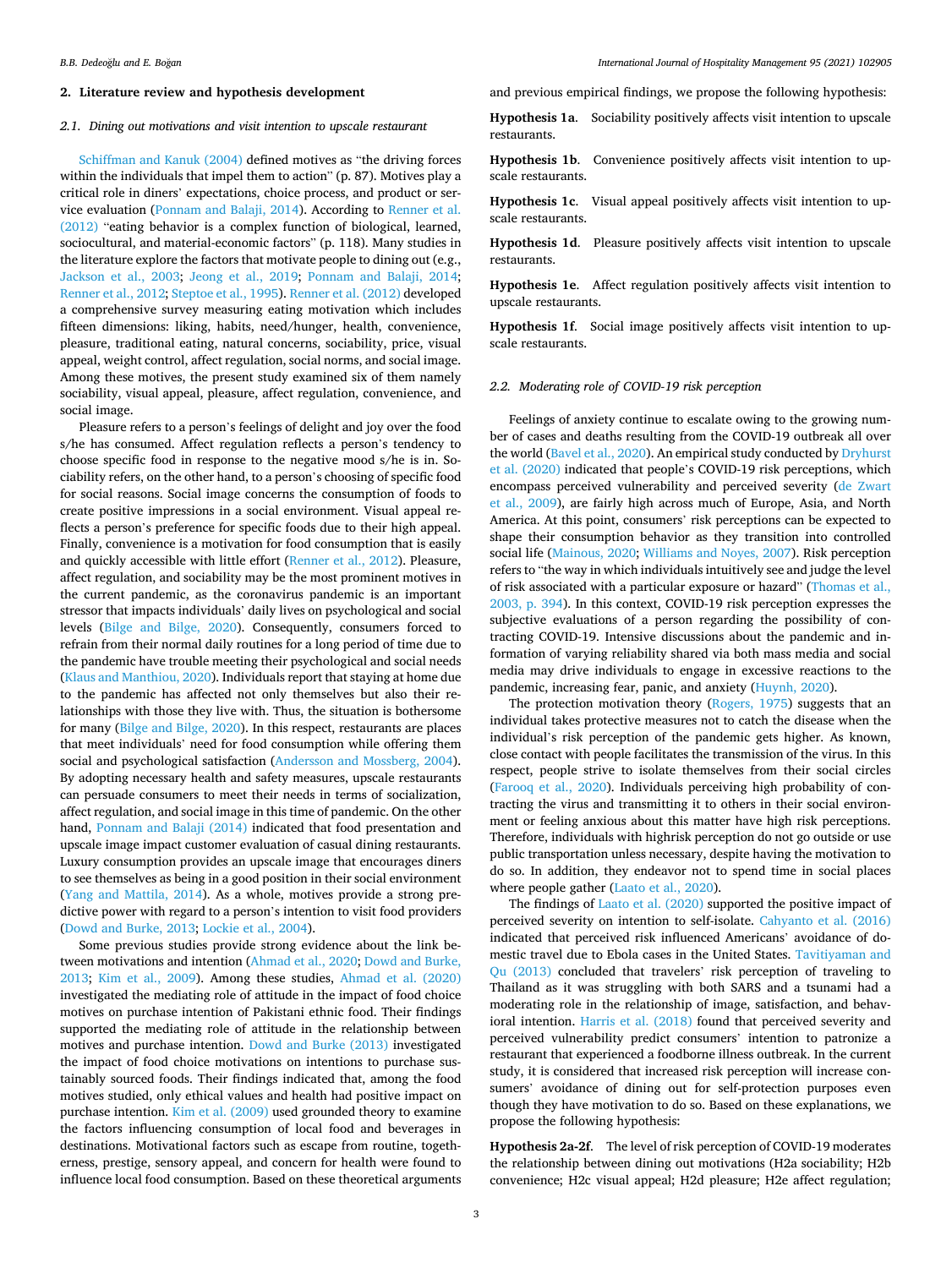## 2. Literature review and hypothesis development

### 2.1. Dining out motivations and visit intention to upscale restaurant

Schiffman and Kanuk (2004) defined motives as "the driving forces within the individuals that impel them to action" (p. 87). Motives play a critical role in diners' expectations, choice process, and product or service evaluation (Ponnam and Balaji, 2014). According to Renner et al. (2012) "eating behavior is a complex function of biological, learned, sociocultural, and material-economic factors" (p. 118). Many studies in the literature explore the factors that motivate people to dining out (e.g., Jackson et al., 2003; Jeong et al., 2019; Ponnam and Balaji, 2014; Renner et al., 2012; Steptoe et al., 1995). Renner et al. (2012) developed a comprehensive survey measuring eating motivation which includes fifteen dimensions: liking, habits, need/hunger, health, convenience, pleasure, traditional eating, natural concerns, sociability, price, visual appeal, weight control, affect regulation, social norms, and social image. Among these motives, the present study examined six of them namely sociability, visual appeal, pleasure, affect regulation, convenience, and social image.

Pleasure refers to a person's feelings of delight and joy over the food s/he has consumed. Affect regulation reflects a person's tendency to choose specific food in response to the negative mood s/he is in. Sociability refers, on the other hand, to a person's choosing of specific food for social reasons. Social image concerns the consumption of foods to create positive impressions in a social environment. Visual appeal reflects a person's preference for specific foods due to their high appeal. Finally, convenience is a motivation for food consumption that is easily and quickly accessible with little effort (Renner et al., 2012). Pleasure, affect regulation, and sociability may be the most prominent motives in the current pandemic, as the coronavirus pandemic is an important stressor that impacts individuals' daily lives on psychological and social levels (Bilge and Bilge, 2020). Consequently, consumers forced to refrain from their normal daily routines for a long period of time due to the pandemic have trouble meeting their psychological and social needs (Klaus and Manthiou, 2020). Individuals report that staying at home due to the pandemic has affected not only themselves but also their relationships with those they live with. Thus, the situation is bothersome for many (Bilge and Bilge, 2020). In this respect, restaurants are places that meet individuals' need for food consumption while offering them social and psychological satisfaction (Andersson and Mossberg, 2004). By adopting necessary health and safety measures, upscale restaurants can persuade consumers to meet their needs in terms of socialization, affect regulation, and social image in this time of pandemic. On the other hand, Ponnam and Balaji (2014) indicated that food presentation and upscale image impact customer evaluation of casual dining restaurants. Luxury consumption provides an upscale image that encourages diners to see themselves as being in a good position in their social environment (Yang and Mattila, 2014). As a whole, motives provide a strong predictive power with regard to a person's intention to visit food providers (Dowd and Burke, 2013; Lockie et al., 2004).

Some previous studies provide strong evidence about the link between motivations and intention (Ahmad et al., 2020; Dowd and Burke, 2013; Kim et al., 2009). Among these studies, Ahmad et al. (2020) investigated the mediating role of attitude in the impact of food choice motives on purchase intention of Pakistani ethnic food. Their findings supported the mediating role of attitude in the relationship between motives and purchase intention. Dowd and Burke (2013) investigated the impact of food choice motivations on intentions to purchase sustainably sourced foods. Their findings indicated that, among the food motives studied, only ethical values and health had positive impact on purchase intention. Kim et al. (2009) used grounded theory to examine the factors influencing consumption of local food and beverages in destinations. Motivational factors such as escape from routine, togetherness, prestige, sensory appeal, and concern for health were found to influence local food consumption. Based on these theoretical arguments and previous empirical findings, we propose the following hypothesis:

**Hypothesis 1a**. Sociability positively affects visit intention to upscale restaurants.

**Hypothesis 1b**. Convenience positively affects visit intention to upscale restaurants.

**Hypothesis 1c**. Visual appeal positively affects visit intention to upscale restaurants.

**Hypothesis 1d**. Pleasure positively affects visit intention to upscale restaurants.

**Hypothesis 1e**. Affect regulation positively affects visit intention to upscale restaurants.

**Hypothesis 1f**. Social image positively affects visit intention to upscale restaurants.

### 2.2. Moderating role of COVID-19 risk perception

Feelings of anxiety continue to escalate owing to the growing number of cases and deaths resulting from the COVID-19 outbreak all over the world (Bavel et al., 2020). An empirical study conducted by Dryhurst et al. (2020) indicated that people's COVID-19 risk perceptions, which encompass perceived vulnerability and perceived severity (de Zwart et al., 2009), are fairly high across much of Europe, Asia, and North America. At this point, consumers' risk perceptions can be expected to shape their consumption behavior as they transition into controlled social life (Mainous, 2020; Williams and Noyes, 2007). Risk perception refers to "the way in which individuals intuitively see and judge the level of risk associated with a particular exposure or hazard" (Thomas et al., 2003, p. 394). In this context, COVID-19 risk perception expresses the subjective evaluations of a person regarding the possibility of contracting COVID-19. Intensive discussions about the pandemic and information of varying reliability shared via both mass media and social media may drive individuals to engage in excessive reactions to the pandemic, increasing fear, panic, and anxiety (Huynh, 2020).

The protection motivation theory (Rogers, 1975) suggests that an individual takes protective measures not to catch the disease when the individual's risk perception of the pandemic gets higher. As known, close contact with people facilitates the transmission of the virus. In this respect, people strive to isolate themselves from their social circles (Farooq et al., 2020). Individuals perceiving high probability of contracting the virus and transmitting it to others in their social environment or feeling anxious about this matter have high risk perceptions. Therefore, individuals with highrisk perception do not go outside or use public transportation unless necessary, despite having the motivation to do so. In addition, they endeavor not to spend time in social places where people gather (Laato et al., 2020).

The findings of Laato et al. (2020) supported the positive impact of perceived severity on intention to self-isolate. Cahyanto et al. (2016) indicated that perceived risk influenced Americans' avoidance of domestic travel due to Ebola cases in the United States. Tavitiyaman and Qu (2013) concluded that travelers' risk perception of traveling to Thailand as it was struggling with both SARS and a tsunami had a moderating role in the relationship of image, satisfaction, and behavioral intention. Harris et al. (2018) found that perceived severity and perceived vulnerability predict consumers' intention to patronize a restaurant that experienced a foodborne illness outbreak. In the current study, it is considered that increased risk perception will increase consumers' avoidance of dining out for self-protection purposes even though they have motivation to do so. Based on these explanations, we propose the following hypothesis:

**Hypothesis 2a-2f**. The level of risk perception of COVID-19 moderates the relationship between dining out motivations (H2a sociability; H2b convenience; H2c visual appeal; H2d pleasure; H2e affect regulation;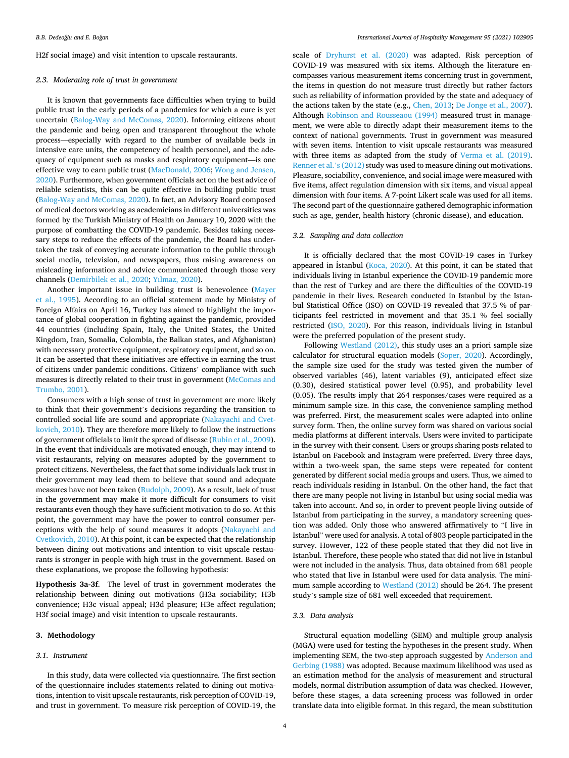H2f social image) and visit intention to upscale restaurants.

### 2.3. Moderating role of trust in government

It is known that governments face difficulties when trying to build public trust in the early periods of a pandemics for which a cure is yet uncertain (Balog-Way and McComas, 2020). Informing citizens about the pandemic and being open and transparent throughout the whole process—especially with regard to the number of available beds in intensive care units, the competency of health personnel, and the adequacy of equipment such as masks and respiratory equipment—is one effective way to earn public trust (MacDonald, 2006; Wong and Jensen, 2020). Furthermore, when government officials act on the best advice of reliable scientists, this can be quite effective in building public trust (Balog-Way and McComas, 2020). In fact, an Advisory Board composed of medical doctors working as academicians in different universities was formed by the Turkish Ministry of Health on January 10, 2020 with the purpose of combatting the COVID-19 pandemic. Besides taking necessary steps to reduce the effects of the pandemic, the Board has undertaken the task of conveying accurate information to the public through social media, television, and newspapers, thus raising awareness on misleading information and advice communicated through those very channels (Demirbilek et al., 2020; Yılmaz, 2020).

Another important issue in building trust is benevolence (Mayer et al., 1995). According to an official statement made by Ministry of Foreign Affairs on April 16, Turkey has aimed to highlight the importance of global cooperation in fighting against the pandemic, provided 44 countries (including Spain, Italy, the United States, the United Kingdom, Iran, Somalia, Colombia, the Balkan states, and Afghanistan) with necessary protective equipment, respiratory equipment, and so on. It can be asserted that these initiatives are effective in earning the trust of citizens under pandemic conditions. Citizens' compliance with such measures is directly related to their trust in government (McComas and Trumbo, 2001).

Consumers with a high sense of trust in government are more likely to think that their government's decisions regarding the transition to controlled social life are sound and appropriate (Nakayachi and Cvetkovich, 2010). They are therefore more likely to follow the instructions of government officials to limit the spread of disease (Rubin et al., 2009). In the event that individuals are motivated enough, they may intend to visit restaurants, relying on measures adopted by the government to protect citizens. Nevertheless, the fact that some individuals lack trust in their government may lead them to believe that sound and adequate measures have not been taken (Rudolph, 2009). As a result, lack of trust in the government may make it more difficult for consumers to visit restaurants even though they have sufficient motivation to do so. At this point, the government may have the power to control consumer perceptions with the help of sound measures it adopts (Nakayachi and Cvetkovich, 2010). At this point, it can be expected that the relationship between dining out motivations and intention to visit upscale restaurants is stronger in people with high trust in the government. Based on these explanations, we propose the following hypothesis:

**Hypothesis 3a-3f.** The level of trust in government moderates the relationship between dining out motivations (H3a sociability; H3b convenience; H3c visual appeal; H3d pleasure; H3e affect regulation; H3f social image) and visit intention to upscale restaurants.

## 3. Methodology

### 3.1. Instrument

In this study, data were collected via questionnaire. The first section of the questionnaire includes statements related to dining out motivations, intention to visit upscale restaurants, risk perception of COVID-19, and trust in government. To measure risk perception of COVID-19, the scale of Dryhurst et al. (2020) was adapted. Risk perception of COVID-19 was measured with six items. Although the literature encompasses various measurement items concerning trust in government, the items in question do not measure trust directly but rather factors such as reliability of information provided by the state and adequacy of the actions taken by the state (e.g., Chen, 2013; De Jonge et al., 2007). Although Robinson and Rousseaou (1994) measured trust in management, we were able to directly adapt their measurement items to the context of national governments. Trust in government was measured with seven items. Intention to visit upscale restaurants was measured with three items as adapted from the study of Verma et al. (2019). Renner et al.'s (2012) study was used to measure dining out motivations. Pleasure, sociability, convenience, and social image were measured with five items, affect regulation dimension with six items, and visual appeal dimension with four items. A 7-point Likert scale was used for all items. The second part of the questionnaire gathered demographic information such as age, gender, health history (chronic disease), and education.

### 3.2. Sampling and data collection

It is officially declared that the most COVID-19 cases in Turkey appeared in İstanbul (Koca, 2020). At this point, it can be stated that individuals living in Istanbul experience the COVID-19 pandemic more than the rest of Turkey and are there the difficulties of the COVID-19 pandemic in their lives. Research conducted in Istanbul by the Istanbul Statistical Office (ISO) on COVID-19 revealed that 37.5 % of participants feel restricted in movement and that 35.1 % feel socially restricted (ISO, 2020). For this reason, individuals living in Istanbul were the preferred population of the present study.

Following Westland (2012), this study uses an a priori sample size calculator for structural equation models (Soper, 2020). Accordingly, the sample size used for the study was tested given the number of observed variables (46), latent variables (9), anticipated effect size (0.30), desired statistical power level (0.95), and probability level (0.05). The results imply that 264 responses/cases were required as a minimum sample size. In this case, the convenience sampling method was preferred. First, the measurement scales were adapted into online survey form. Then, the online survey form was shared on various social media platforms at different intervals. Users were invited to participate in the survey with their consent. Users or groups sharing posts related to Istanbul on Facebook and Instagram were preferred. Every three days, within a two-week span, the same steps were repeated for content generated by different social media groups and users. Thus, we aimed to reach individuals residing in Istanbul. On the other hand, the fact that there are many people not living in Istanbul but using social media was taken into account. And so, in order to prevent people living outside of Istanbul from participating in the survey, a mandatory screening question was added. Only those who answered affirmatively to "I live in Istanbul" were used for analysis. A total of 803 people participated in the survey. However, 122 of these people stated that they did not live in Istanbul. Therefore, these people who stated that did not live in Istanbul were not included in the analysis. Thus, data obtained from 681 people who stated that live in Istanbul were used for data analysis. The minimum sample according to Westland (2012) should be 264. The present study's sample size of 681 well exceeded that requirement.

### 3.3. Data analysis

Structural equation modelling (SEM) and multiple group analysis (MGA) were used for testing the hypotheses in the present study. When implementing SEM, the two-step approach suggested by Anderson and Gerbing (1988) was adopted. Because maximum likelihood was used as an estimation method for the analysis of measurement and structural models, normal distribution assumption of data was checked. However, before these stages, a data screening process was followed in order translate data into eligible format. In this regard, the mean substitution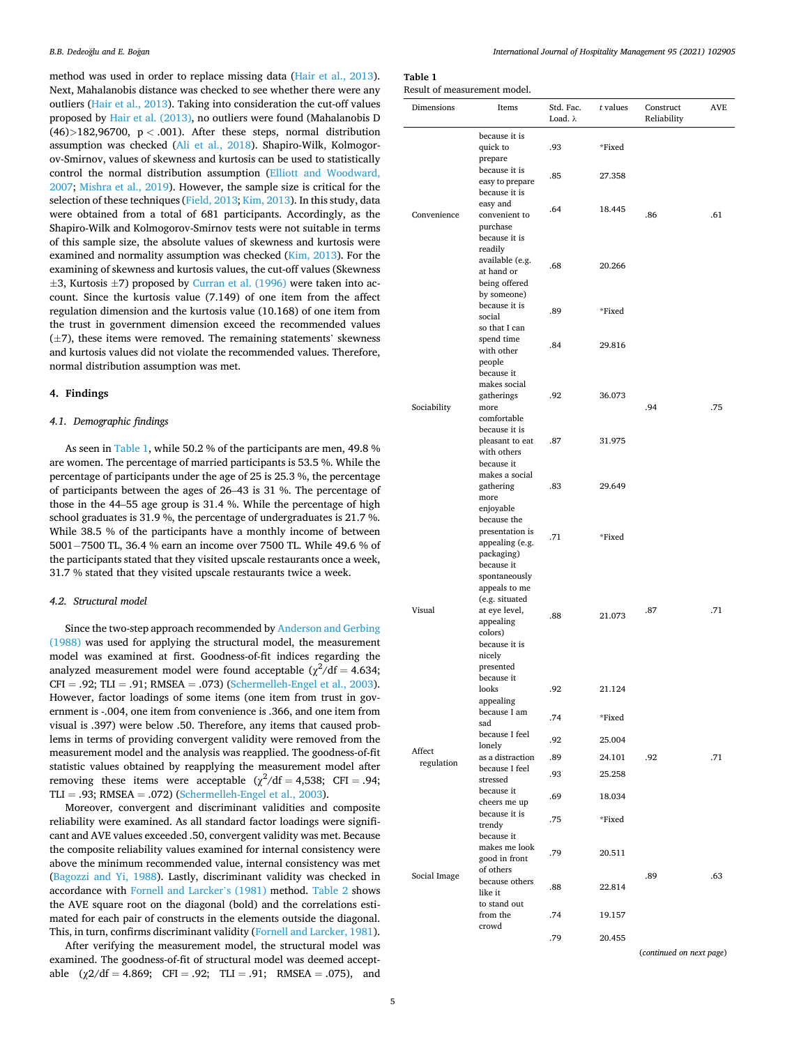method was used in order to replace missing data (Hair et al., 2013). Next, Mahalanobis distance was checked to see whether there were any outliers (Hair et al., 2013). Taking into consideration the cut-off values proposed by Hair et al. (2013), no outliers were found (Mahalanobis D (46)>182,96700, $p < .001$). After these steps, normal distribution assumption was checked (Ali et al., 2018). Shapiro-Wilk, Kolmogorov-Smirnov, values of skewness and kurtosis can be used to statistically control the normal distribution assumption (Elliott and Woodward, 2007; Mishra et al., 2019). However, the sample size is critical for the selection of these techniques (Field, 2013; Kim, 2013). In this study, data were obtained from a total of 681 participants. Accordingly, as the Shapiro-Wilk and Kolmogorov-Smirnov tests were not suitable in terms of this sample size, the absolute values of skewness and kurtosis were examined and normality assumption was checked (Kim, 2013). For the examining of skewness and kurtosis values, the cut-off values (Skewness ±3, Kurtosis ±7) proposed by Curran et al. (1996) were taken into account. Since the kurtosis value (7.149) of one item from the affect regulation dimension and the kurtosis value (10.168) of one item from the trust in government dimension exceed the recommended values (±7), these items were removed. The remaining statements' skewness and kurtosis values did not violate the recommended values. Therefore, normal distribution assumption was met.

## 4. Findings

### 4.1. Demographic findings

As seen in Table 1, while 50.2 % of the participants are men, 49.8 % are women. The percentage of married participants is 53.5 %. While the percentage of participants under the age of 25 is 25.3 %, the percentage of participants between the ages of 26–43 is 31 %. The percentage of those in the 44–55 age group is 31.4 %. While the percentage of high school graduates is 31.9 %, the percentage of undergraduates is 21.7 %. While 38.5 % of the participants have a monthly income of between 5001−7500 TL, 36.4 % earn an income over 7500 TL. While 49.6 % of the participants stated that they visited upscale restaurants once a week, 31.7 % stated that they visited upscale restaurants twice a week.

### 4.2. Structural model

Since the two-step approach recommended by Anderson and Gerbing (1988) was used for applying the structural model, the measurement model was examined at first. Goodness-of-fit indices regarding the analyzed measurement model were found acceptable ($\chi^2$/df = 4.634; CFI = .92; TLI = .91; RMSEA = .073) (Schermelleh-Engel et al., 2003). However, factor loadings of some items (one item from trust in government is -.004, one item from convenience is .366, and one item from visual is .397) were below .50. Therefore, any items that caused problems in terms of providing convergent validity were removed from the measurement model and the analysis was reapplied. The goodness-of-fit statistic values obtained by reapplying the measurement model after removing these items were acceptable ($\chi^2$/df = 4,538; CFI = .94; TLI = .93; RMSEA = .072) (Schermelleh-Engel et al., 2003).

Moreover, convergent and discriminant validities and composite reliability were examined. As all standard factor loadings were significant and AVE values exceeded .50, convergent validity was met. Because the composite reliability values examined for internal consistency were above the minimum recommended value, internal consistency was met (Bagozzi and Yi, 1988). Lastly, discriminant validity was checked in accordance with Fornell and Larcker's (1981) method. Table 2 shows the AVE square root on the diagonal (bold) and the correlations estimated for each pair of constructs in the elements outside the diagonal. This, in turn, confirms discriminant validity (Fornell and Larcker, 1981).

After verifying the measurement model, the structural model was examined. The goodness-of-fit of structural model was deemed acceptable ($\chi$2/df = 4.869; CFI = .92; TLI = .91; RMSEA = .075), and

**Table 1**
Result of measurement model.

| Dimensions | Items | Std. Fac. Load. λ | *t* values | Construct Reliability | AVE |
|---|---|---|---|---|---|
| Convenience | because it is quick to prepare | .93 | *Fixed | .86 | .61 |
| | because it is easy to prepare | .85 | 27.358 | | |
| | because it is easy and convenient to purchase | .64 | 18.445 | | |
| | because it is readily available (e.g. at hand or being offered by someone) | .68 | 20.266 | | |
| Sociability | because it is social | .89 | *Fixed | .94 | .75 |
| | so that I can spend time with other people | .84 | 29.816 | | |
| | because it makes social gatherings more comfortable | .92 | 36.073 | | |
| | because it is pleasant to eat with others | .87 | 31.975 | | |
| | because it makes a social gathering more enjoyable | .83 | 29.649 | | |
| Visual | because the presentation is appealing (e.g. packaging) | .71 | *Fixed | .87 | .71 |
| | because it spontaneously appeals to me (e.g. situated at eye level, appealing colors) | .88 | 21.073 | | |
| | because it is nicely presented | | | | |
| | because it looks appealing | .92 | 21.124 | | |
| Affect regulation | because I am sad | .74 | *Fixed | .92 | .71 |
| | because I feel lonely | .92 | 25.004 | | |
| | as a distraction | .89 | 24.101 | | |
| | because I feel stressed | .93 | 25.258 | | |
| | because it cheers me up | .69 | 18.034 | | |
| Social Image | because it is trendy | .75 | *Fixed | .89 | .63 |
| | because it makes me look good in front of others | .79 | 20.511 | | |
| | because others like it | .88 | 22.814 | | |
| | to stand out from the crowd | .74 | 19.157 | | |
| | | .79 | 20.455 | | |

(*continued on next page*)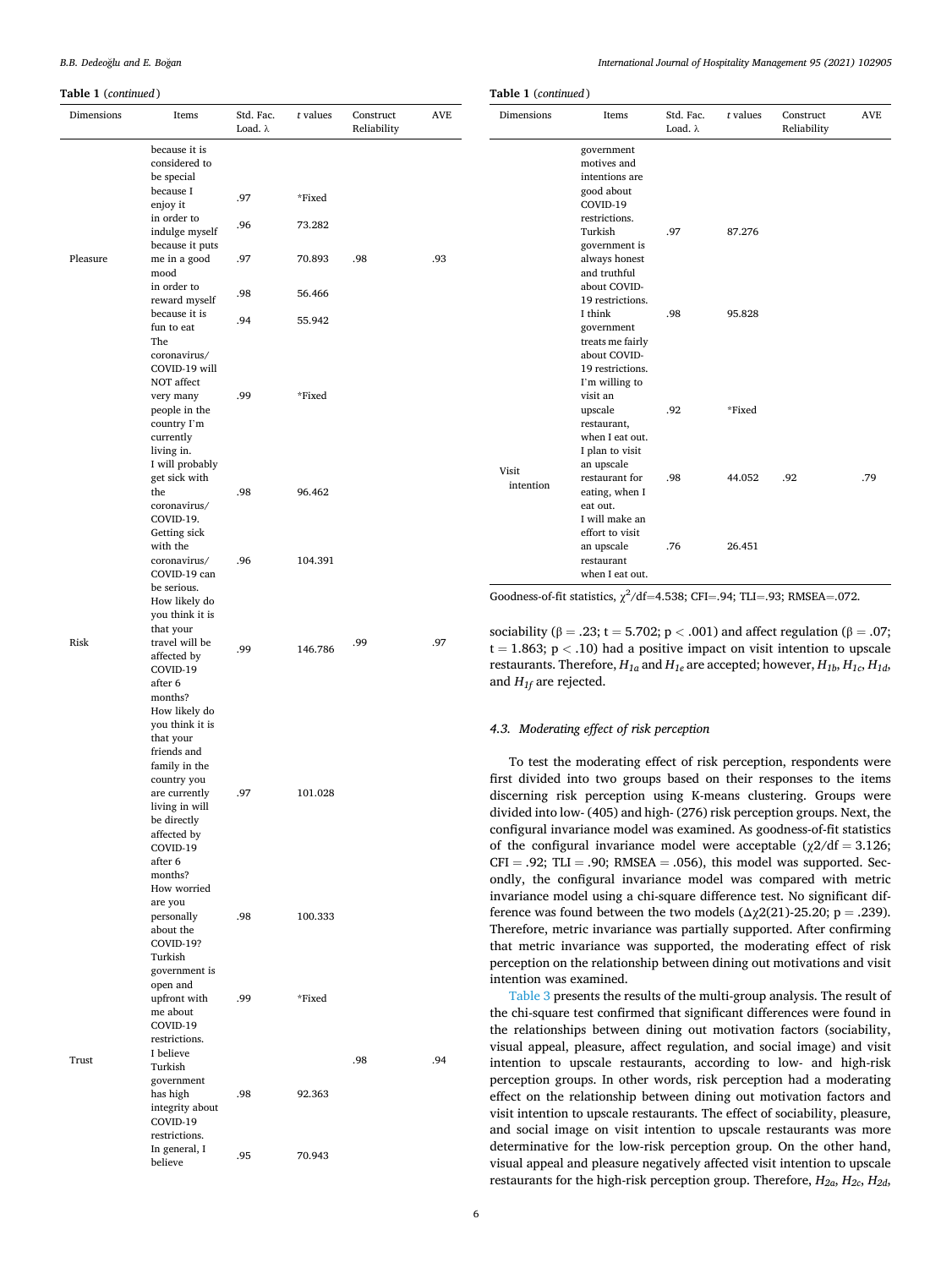**Table 1** (*continued*)

| Dimensions | Items | Std. Fac. Load. λ | *t* values | Construct Reliability | AVE |
|---|---|---|---|---|---|
| | because it is considered to be special | | | | |
| Pleasure | because I enjoy it | .97 | *Fixed | .98 | .93 |
| | in order to indulge myself | .96 | 73.282 | | |
| | because it puts me in a good mood | .97 | 70.893 | | |
| | in order to reward myself | .98 | 56.466 | | |
| | because it is fun to eat | .94 | 55.942 | | |
| Risk | The coronavirus/ COVID-19 will NOT affect very many people in the country I`m currently living in. | .99 | *Fixed | .99 | .97 |
| | I will probably get sick with the coronavirus/ COVID-19. | .98 | 96.462 | | |
| | Getting sick with the coronavirus/ COVID-19 can be serious. | .96 | 104.391 | | |
| | How likely do you think it is that your travel will be affected by COVID-19 after 6 months? | .99 | 146.786 | | |
| | How likely do you think it is that your friends and family in the country you are currently living in will be directly affected by COVID-19 after 6 months? | .97 | 101.028 | | |
| | How worried are you personally about the COVID-19? | .98 | 100.333 | | |
| Trust | Turkish government is open and upfront with me about COVID-19 restrictions. | .99 | *Fixed | .98 | .94 |
| | I believe Turkish government has high integrity about COVID-19 restrictions. | .98 | 92.363 | | |
| | In general, I believe government motives and intentions are good about COVID-19 restrictions. | .95 | 70.943 | | |
| | Turkish government is always honest and truthful about COVID-19 restrictions. | .97 | 87.276 | | |
| | I think government treats me fairly about COVID-19 restrictions. | .98 | 95.828 | | |
| Visit intention | I`m willing to visit an upscale restaurant, when I eat out. | .92 | *Fixed | .92 | .79 |
| | I plan to visit an upscale restaurant for eating, when I eat out. | .98 | 44.052 | | |
| | I will make an effort to visit an upscale restaurant when I eat out. | .76 | 26.451 | | |

Goodness-of-fit statistics, $\chi^2$/df=4.538; CFI=.94; TLI=.93; RMSEA=.072.

sociability ($\beta = .23$; $t = 5.702$; $p < .001$) and affect regulation ($\beta = .07$; $t = 1.863$; $p < .10$) had a positive impact on visit intention to upscale restaurants. Therefore, $H_{1a}$ and $H_{1e}$ are accepted; however, $H_{1b}$, $H_{1c}$, $H_{1d}$, and $H_{1f}$ are rejected.

### 4.3. Moderating effect of risk perception

To test the moderating effect of risk perception, respondents were first divided into two groups based on their responses to the items discerning risk perception using K-means clustering. Groups were divided into low- (405) and high- (276) risk perception groups. Next, the configural invariance model was examined. As goodness-of-fit statistics of the configural invariance model were acceptable ($\chi2$/df = 3.126; CFI = .92; TLI = .90; RMSEA = .056), this model was supported. Secondly, the configural invariance model was compared with metric invariance model using a chi-square difference test. No significant difference was found between the two models ($\Delta\chi2(21)$-25.20; p = .239). Therefore, metric invariance was partially supported. After confirming that metric invariance was supported, the moderating effect of risk perception on the relationship between dining out motivations and visit intention was examined.

Table 3 presents the results of the multi-group analysis. The result of the chi-square test confirmed that significant differences were found in the relationships between dining out motivation factors (sociability, visual appeal, pleasure, affect regulation, and social image) and visit intention to upscale restaurants, according to low- and high-risk perception groups. In other words, risk perception had a moderating effect on the relationship between dining out motivation factors and visit intention to upscale restaurants. The effect of sociability, pleasure, and social image on visit intention to upscale restaurants was more determinative for the low-risk perception group. On the other hand, visual appeal and pleasure negatively affected visit intention to upscale restaurants for the high-risk perception group. Therefore, $H_{2a}$, $H_{2c}$, $H_{2d}$,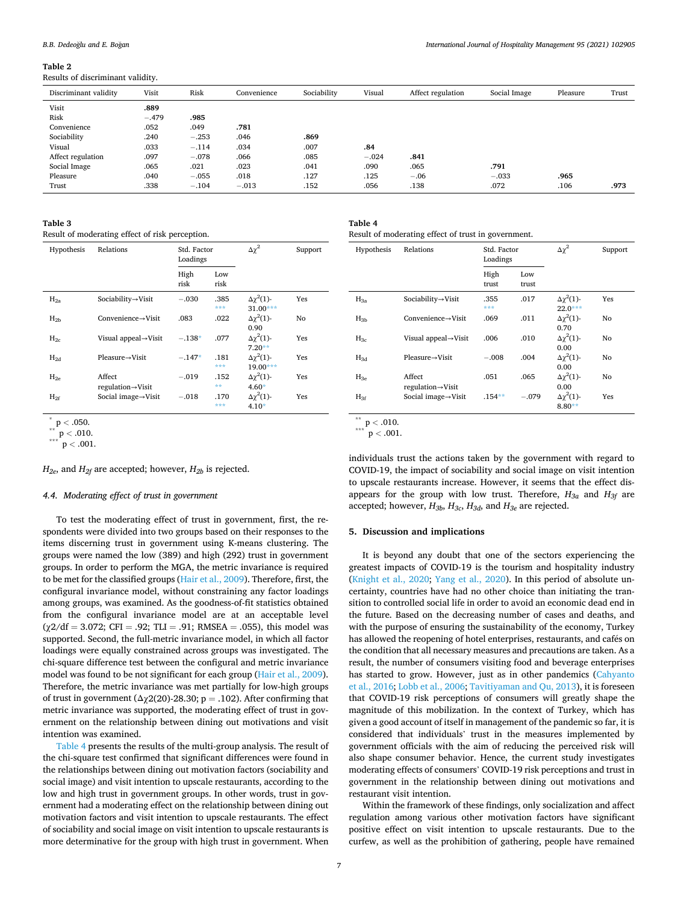**Table 2**
Results of discriminant validity.

| Discriminant validity | Visit | Risk | Convenience | Sociability | Visual | Affect regulation | Social Image | Pleasure | Trust |
|---|---|---|---|---|---|---|---|---|---|
| Visit | **.889** | | | | | | | | |
| Risk | −.479 | **.985** | | | | | | | |
| Convenience | .052 | .049 | **.781** | | | | | | |
| Sociability | .240 | −.253 | .046 | **.869** | | | | | |
| Visual | .033 | −.114 | .034 | .007 | **.84** | | | | |
| Affect regulation | .097 | −.078 | .066 | .085 | −.024 | **.841** | | | |
| Social Image | .065 | .021 | .023 | .041 | .090 | .065 | **.791** | | |
| Pleasure | .040 | −.055 | .018 | .127 | .125 | −.06 | −.033 | **.965** | |
| Trust | .338 | −.104 | −.013 | .152 | .056 | .138 | .072 | .106 | **.973** |

**Table 3**
Result of moderating effect of risk perception.

| Hypothesis | Relations | Std. Factor Loadings | | $\Delta\chi^2$ | Support |
|---|---|---|---|---|---|
| | | High risk | Low risk | | |
| $H_{2a}$ | Sociability→Visit | −.030 | .385*** | $\Delta\chi^2(1)$-31.00*** | Yes |
| $H_{2b}$ | Convenience→Visit | .083 | .022 | $\Delta\chi^2(1)$-0.90 | No |
| $H_{2c}$ | Visual appeal→Visit | −.138* | .077 | $\Delta\chi^2(1)$-7.20** | Yes |
| $H_{2d}$ | Pleasure→Visit | −.147* | .181*** | $\Delta\chi^2(1)$-19.00*** | Yes |
| $H_{2e}$ | Affect regulation→Visit | −.019 | .152** | $\Delta\chi^2(1)$-4.60* | Yes |
| $H_{2f}$ | Social image→Visit | −.018 | .170*** | $\Delta\chi^2(1)$-4.10* | Yes |

\* $p < .050$.
\*\* $p < .010$.
\*\*\* $p < .001$.

$H_{2e}$, and $H_{2f}$ are accepted; however, $H_{2b}$ is rejected.

### 4.4. Moderating effect of trust in government

To test the moderating effect of trust in government, first, the respondents were divided into two groups based on their responses to the items discerning trust in government using K-means clustering. The groups were named the low (389) and high (292) trust in government groups. In order to perform the MGA, the metric invariance is required to be met for the classified groups (Hair et al., 2009). Therefore, first, the configural invariance model, without constraining any factor loadings among groups, was examined. As the goodness-of-fit statistics obtained from the configural invariance model are at an acceptable level ($\chi2/df = 3.072$; CFI = .92; TLI = .91; RMSEA = .055), this model was supported. Second, the full-metric invariance model, in which all factor loadings were equally constrained across groups was investigated. The chi-square difference test between the configural and metric invariance model was found to be not significant for each group (Hair et al., 2009). Therefore, the metric invariance was met partially for low-high groups of trust in government ($\Delta\chi2(20)$-28.30; p = .102). After confirming that metric invariance was supported, the moderating effect of trust in government on the relationship between dining out motivations and visit intention was examined.

Table 4 presents the results of the multi-group analysis. The result of the chi-square test confirmed that significant differences were found in the relationships between dining out motivation factors (sociability and social image) and visit intention to upscale restaurants, according to the low and high trust in government groups. In other words, trust in government had a moderating effect on the relationship between dining out motivation factors and visit intention to upscale restaurants. The effect of sociability and social image on visit intention to upscale restaurants is more determinative for the group with high trust in government. When individuals trust the actions taken by the government with regard to COVID-19, the impact of sociability and social image on visit intention to upscale restaurants increase. However, it seems that the effect disappears for the group with low trust. Therefore, $H_{3a}$ and $H_{3f}$ are accepted; however, $H_{3b}$, $H_{3c}$, $H_{3d}$, and $H_{3e}$ are rejected.

**Table 4**
Result of moderating effect of trust in government.

| Hypothesis | Relations | Std. Factor Loadings | | $\Delta\chi^2$ | Support |
|---|---|---|---|---|---|
| | | High trust | Low trust | | |
| $H_{3a}$ | Sociability→Visit | .355*** | .017 | $\Delta\chi^2(1)$-22.0*** | Yes |
| $H_{3b}$ | Convenience→Visit | .069 | .011 | $\Delta\chi^2(1)$-0.70 | No |
| $H_{3c}$ | Visual appeal→Visit | .006 | .010 | $\Delta\chi^2(1)$-0.00 | No |
| $H_{3d}$ | Pleasure→Visit | −.008 | .004 | $\Delta\chi^2(1)$-0.00 | No |
| $H_{3e}$ | Affect regulation→Visit | .051 | .065 | $\Delta\chi^2(1)$-0.00 | No |
| $H_{3f}$ | Social image→Visit | .154** | −.079 | $\Delta\chi^2(1)$-8.80** | Yes |

\*\* $p < .010$.
\*\*\* $p < .001$.

## 5. Discussion and implications

It is beyond any doubt that one of the sectors experiencing the greatest impacts of COVID-19 is the tourism and hospitality industry (Knight et al., 2020; Yang et al., 2020). In this period of absolute uncertainty, countries have had no other choice than initiating the transition to controlled social life in order to avoid an economic dead end in the future. Based on the decreasing number of cases and deaths, and with the purpose of ensuring the sustainability of the economy, Turkey has allowed the reopening of hotel enterprises, restaurants, and cafés on the condition that all necessary measures and precautions are taken. As a result, the number of consumers visiting food and beverage enterprises has started to grow. However, just as in other pandemics (Cahyanto et al., 2016; Lobb et al., 2006; Tavitiyaman and Qu, 2013), it is foreseen that COVID-19 risk perceptions of consumers will greatly shape the magnitude of this mobilization. In the context of Turkey, which has given a good account of itself in management of the pandemic so far, it is considered that individuals' trust in the measures implemented by government officials with the aim of reducing the perceived risk will also shape consumer behavior. Hence, the current study investigates moderating effects of consumers' COVID-19 risk perceptions and trust in government in the relationship between dining out motivations and restaurant visit intention.

Within the framework of these findings, only socialization and affect regulation among various other motivation factors have significant positive effect on visit intention to upscale restaurants. Due to the curfew, as well as the prohibition of gathering, people have remained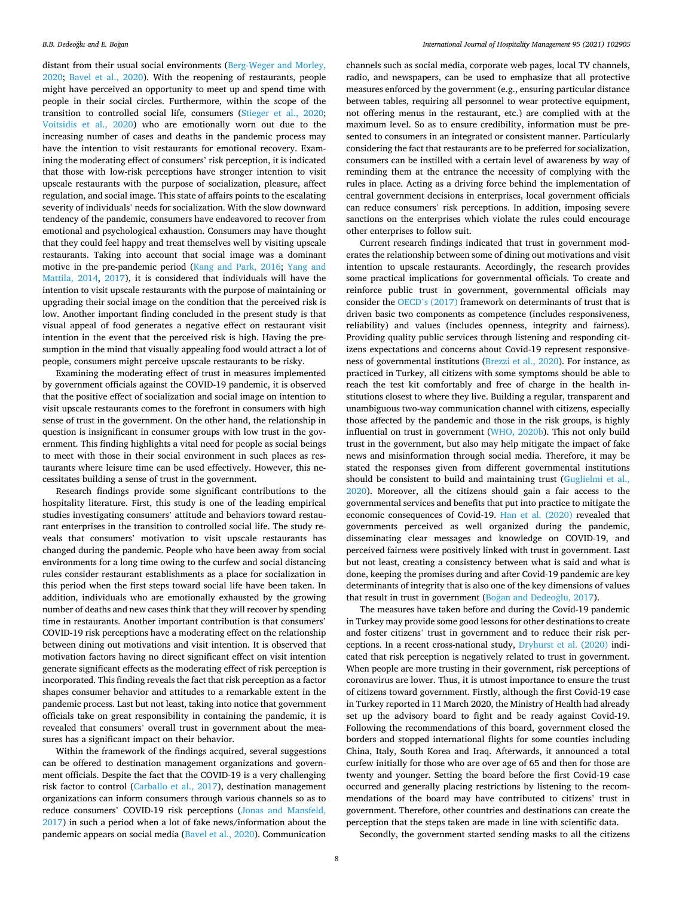distant from their usual social environments (Berg-Weger and Morley, 2020; Bavel et al., 2020). With the reopening of restaurants, people might have perceived an opportunity to meet up and spend time with people in their social circles. Furthermore, within the scope of the transition to controlled social life, consumers (Stieger et al., 2020; Voitsidis et al., 2020) who are emotionally worn out due to the increasing number of cases and deaths in the pandemic process may have the intention to visit restaurants for emotional recovery. Examining the moderating effect of consumers' risk perception, it is indicated that those with low-risk perceptions have stronger intention to visit upscale restaurants with the purpose of socialization, pleasure, affect regulation, and social image. This state of affairs points to the escalating severity of individuals' needs for socialization. With the slow downward tendency of the pandemic, consumers have endeavored to recover from emotional and psychological exhaustion. Consumers may have thought that they could feel happy and treat themselves well by visiting upscale restaurants. Taking into account that social image was a dominant motive in the pre-pandemic period (Kang and Park, 2016; Yang and Mattila, 2014, 2017), it is considered that individuals will have the intention to visit upscale restaurants with the purpose of maintaining or upgrading their social image on the condition that the perceived risk is low. Another important finding concluded in the present study is that visual appeal of food generates a negative effect on restaurant visit intention in the event that the perceived risk is high. Having the presumption in the mind that visually appealing food would attract a lot of people, consumers might perceive upscale restaurants to be risky.

Examining the moderating effect of trust in measures implemented by government officials against the COVID-19 pandemic, it is observed that the positive effect of socialization and social image on intention to visit upscale restaurants comes to the forefront in consumers with high sense of trust in the government. On the other hand, the relationship in question is insignificant in consumer groups with low trust in the government. This finding highlights a vital need for people as social beings to meet with those in their social environment in such places as restaurants where leisure time can be used effectively. However, this necessitates building a sense of trust in the government.

Research findings provide some significant contributions to the hospitality literature. First, this study is one of the leading empirical studies investigating consumers' attitude and behaviors toward restaurant enterprises in the transition to controlled social life. The study reveals that consumers' motivation to visit upscale restaurants has changed during the pandemic. People who have been away from social environments for a long time owing to the curfew and social distancing rules consider restaurant establishments as a place for socialization in this period when the first steps toward social life have been taken. In addition, individuals who are emotionally exhausted by the growing number of deaths and new cases think that they will recover by spending time in restaurants. Another important contribution is that consumers' COVID-19 risk perceptions have a moderating effect on the relationship between dining out motivations and visit intention. It is observed that motivation factors having no direct significant effect on visit intention generate significant effects as the moderating effect of risk perception is incorporated. This finding reveals the fact that risk perception as a factor shapes consumer behavior and attitudes to a remarkable extent in the pandemic process. Last but not least, taking into notice that government officials take on great responsibility in containing the pandemic, it is revealed that consumers' overall trust in government about the measures has a significant impact on their behavior.

Within the framework of the findings acquired, several suggestions can be offered to destination management organizations and government officials. Despite the fact that the COVID-19 is a very challenging risk factor to control (Carballo et al., 2017), destination management organizations can inform consumers through various channels so as to reduce consumers' COVID-19 risk perceptions (Jonas and Mansfeld, 2017) in such a period when a lot of fake news/information about the pandemic appears on social media (Bavel et al., 2020). Communication channels such as social media, corporate web pages, local TV channels, radio, and newspapers, can be used to emphasize that all protective measures enforced by the government (e.g., ensuring particular distance between tables, requiring all personnel to wear protective equipment, not offering menus in the restaurant, etc.) are complied with at the maximum level. So as to ensure credibility, information must be presented to consumers in an integrated or consistent manner. Particularly considering the fact that restaurants are to be preferred for socialization, consumers can be instilled with a certain level of awareness by way of reminding them at the entrance the necessity of complying with the rules in place. Acting as a driving force behind the implementation of central government decisions in enterprises, local government officials can reduce consumers' risk perceptions. In addition, imposing severe sanctions on the enterprises which violate the rules could encourage other enterprises to follow suit.

Current research findings indicated that trust in government moderates the relationship between some of dining out motivations and visit intention to upscale restaurants. Accordingly, the research provides some practical implications for governmental officials. To create and reinforce public trust in government, governmental officials may consider the OECD's (2017) framework on determinants of trust that is driven basic two components as competence (includes responsiveness, reliability) and values (includes openness, integrity and fairness). Providing quality public services through listening and responding citizens expectations and concerns about Covid-19 represent responsiveness of governmental institutions (Brezzi et al., 2020). For instance, as practiced in Turkey, all citizens with some symptoms should be able to reach the test kit comfortably and free of charge in the health institutions closest to where they live. Building a regular, transparent and unambiguous two-way communication channel with citizens, especially those affected by the pandemic and those in the risk groups, is highly influential on trust in government (WHO, 2020b). This not only build trust in the government, but also may help mitigate the impact of fake news and misinformation through social media. Therefore, it may be stated the responses given from different governmental institutions should be consistent to build and maintaining trust (Guglielmi et al., 2020). Moreover, all the citizens should gain a fair access to the governmental services and benefits that put into practice to mitigate the economic consequences of Covid-19. Han et al. (2020) revealed that governments perceived as well organized during the pandemic, disseminating clear messages and knowledge on COVID-19, and perceived fairness were positively linked with trust in government. Last but not least, creating a consistency between what is said and what is done, keeping the promises during and after Covid-19 pandemic are key determinants of integrity that is also one of the key dimensions of values that result in trust in government (Boğan and Dedeoğlu, 2017).

The measures have taken before and during the Covid-19 pandemic in Turkey may provide some good lessons for other destinations to create and foster citizens' trust in government and to reduce their risk perceptions. In a recent cross-national study, Dryhurst et al. (2020) indicated that risk perception is negatively related to trust in government. When people are more trusting in their government, risk perceptions of coronavirus are lower. Thus, it is utmost importance to ensure the trust of citizens toward government. Firstly, although the first Covid-19 case in Turkey reported in 11 March 2020, the Ministry of Health had already set up the advisory board to fight and be ready against Covid-19. Following the recommendations of this board, government closed the borders and stopped international flights for some counties including China, Italy, South Korea and Iraq. Afterwards, it announced a total curfew initially for those who are over age of 65 and then for those are twenty and younger. Setting the board before the first Covid-19 case occurred and generally placing restrictions by listening to the recommendations of the board may have contributed to citizens' trust in government. Therefore, other countries and destinations can create the perception that the steps taken are made in line with scientific data.

Secondly, the government started sending masks to all the citizens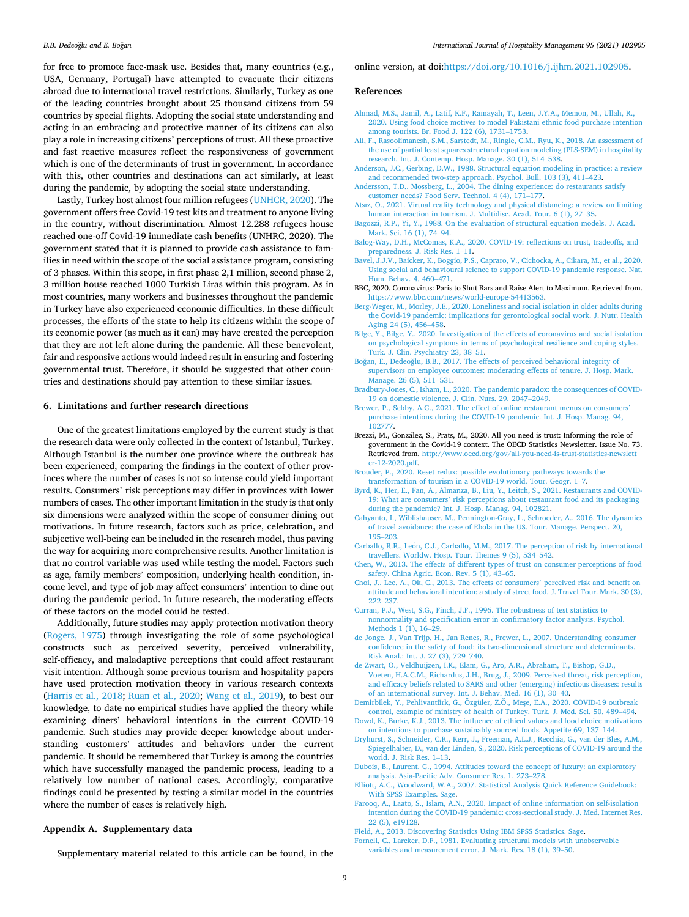for free to promote face-mask use. Besides that, many countries (e.g., USA, Germany, Portugal) have attempted to evacuate their citizens abroad due to international travel restrictions. Similarly, Turkey as one of the leading countries brought about 25 thousand citizens from 59 countries by special flights. Adopting the social state understanding and acting in an embracing and protective manner of its citizens can also play a role in increasing citizens' perceptions of trust. All these proactive and fast reactive measures reflect the responsiveness of government which is one of the determinants of trust in government. In accordance with this, other countries and destinations can act similarly, at least during the pandemic, by adopting the social state understanding.

Lastly, Turkey host almost four million refugees (UNHCR, 2020). The government offers free Covid-19 test kits and treatment to anyone living in the country, without discrimination. Almost 12.288 refugees house reached one-off Covid-19 immediate cash benefits (UNHRC, 2020). The government stated that it is planned to provide cash assistance to families in need within the scope of the social assistance program, consisting of 3 phases. Within this scope, in first phase 2,1 million, second phase 2, 3 million house reached 1000 Turkish Liras within this program. As in most countries, many workers and businesses throughout the pandemic in Turkey have also experienced economic difficulties. In these difficult processes, the efforts of the state to help its citizens within the scope of its economic power (as much as it can) may have created the perception that they are not left alone during the pandemic. All these benevolent, fair and responsive actions would indeed result in ensuring and fostering governmental trust. Therefore, it should be suggested that other countries and destinations should pay attention to these similar issues.

## 6. Limitations and further research directions

One of the greatest limitations employed by the current study is that the research data were only collected in the context of Istanbul, Turkey. Although Istanbul is the number one province where the outbreak has been experienced, comparing the findings in the context of other provinces where the number of cases is not so intense could yield important results. Consumers' risk perceptions may differ in provinces with lower numbers of cases. The other important limitation in the study is that only six dimensions were analyzed within the scope of consumer dining out motivations. In future research, factors such as price, celebration, and subjective well-being can be included in the research model, thus paving the way for acquiring more comprehensive results. Another limitation is that no control variable was used while testing the model. Factors such as age, family members' composition, underlying health condition, income level, and type of job may affect consumers' intention to dine out during the pandemic period. In future research, the moderating effects of these factors on the model could be tested.

Additionally, future studies may apply protection motivation theory (Rogers, 1975) through investigating the role of some psychological constructs such as perceived severity, perceived vulnerability, self-efficacy, and maladaptive perceptions that could affect restaurant visit intention. Although some previous tourism and hospitality papers have used protection motivation theory in various research contexts (Harris et al., 2018; Ruan et al., 2020; Wang et al., 2019), to best our knowledge, to date no empirical studies have applied the theory while examining diners' behavioral intentions in the current COVID-19 pandemic. Such studies may provide deeper knowledge about understanding customers' attitudes and behaviors under the current pandemic. It should be remembered that Turkey is among the countries which have successfully managed the pandemic process, leading to a relatively low number of national cases. Accordingly, comparative findings could be presented by testing a similar model in the countries where the number of cases is relatively high.

## Appendix A. Supplementary data

Supplementary material related to this article can be found, in the online version, at doi:https://doi.org/10.1016/j.ijhm.2021.102905.

## References

Ahmad, M.S., Jamil, A., Latif, K.F., Ramayah, T., Leen, J.Y.A., Memon, M., Ullah, R., 2020. Using food choice motives to model Pakistani ethnic food purchase intention among tourists. Br. Food J. 122 (6), 1731–1753.

Ali, F., Rasoolimanesh, S.M., Sarstedt, M., Ringle, C.M., Ryu, K., 2018. An assessment of the use of partial least squares structural equation modeling (PLS-SEM) in hospitality research. Int. J. Contemp. Hosp. Manage. 30 (1), 514–538.

Anderson, J.C., Gerbing, D.W., 1988. Structural equation modeling in practice: a review and recommended two-step approach. Psychol. Bull. 103 (3), 411–423.

Andersson, T.D., Mossberg, L., 2004. The dining experience: do restaurants satisfy customer needs? Food Serv. Technol. 4 (4), 171–177.

Atsız, O., 2021. Virtual reality technology and physical distancing: a review on limiting human interaction in tourism. J. Multidisc. Acad. Tour. 6 (1), 27–35.

Bagozzi, R.P., Yi, Y., 1988. On the evaluation of structural equation models. J. Acad. Mark. Sci. 16 (1), 74–94.

Balog-Way, D.H., McComas, K.A., 2020. COVID-19: reflections on trust, tradeoffs, and preparedness. J. Risk Res. 1–11.

Bavel, J.J.V., Baicker, K., Boggio, P.S., Capraro, V., Cichocka, A., Cikara, M., et al., 2020. Using social and behavioural science to support COVID-19 pandemic response. Nat. Hum. Behav. 4, 460–471.

BBC, 2020. Coronavirus: Paris to Shut Bars and Raise Alert to Maximum. Retrieved from. https://www.bbc.com/news/world-europe-54413563.

Berg-Weger, M., Morley, J.E., 2020. Loneliness and social isolation in older adults during the Covid-19 pandemic: implications for gerontological social work. J. Nutr. Health Aging 24 (5), 456–458.

Bilge, Y., Bilge, Y., 2020. Investigation of the effects of coronavirus and social isolation on psychological symptoms in terms of psychological resilience and coping styles. Turk. J. Clin. Psychiatry 23, 38–51.

Boğan, E., Dedeoğlu, B.B., 2017. The effects of perceived behavioral integrity of supervisors on employee outcomes: moderating effects of tenure. J. Hosp. Mark. Manage. 26 (5), 511–531.

Bradbury-Jones, C., Isham, L., 2020. The pandemic paradox: the consequences of COVID-19 on domestic violence. J. Clin. Nurs. 29, 2047–2049.

Brewer, P., Sebby, A.G., 2021. The effect of online restaurant menus on consumers` purchase intentions during the COVID-19 pandemic. Int. J. Hosp. Manag. 94, 102777.

Brezzi, M., González, S., Prats, M., 2020. All you need is trust: Informing the role of government in the Covid-19 context. The OECD Statistics Newsletter. Issue No. 73. Retrieved from. http://www.oecd.org/gov/all-you-need-is-trust-statistics-newsletter-12-2020.pdf.

Brouder, P., 2020. Reset redux: possible evolutionary pathways towards the transformation of tourism in a COVID-19 world. Tour. Geogr. 1–7.

Byrd, K., Her, E., Fan, A., Almanza, B., Liu, Y., Leitch, S., 2021. Restaurants and COVID-19: What are consumers' risk perceptions about restaurant food and its packaging during the pandemic? Int. J. Hosp. Manag. 94, 102821.

Cahyanto, I., Wiblishauser, M., Pennington-Gray, L., Schroeder, A., 2016. The dynamics of travel avoidance: the case of Ebola in the US. Tour. Manage. Perspect. 20, 195–203.

Carballo, R.R., León, C.J., Carballo, M.M., 2017. The perception of risk by international travellers. Worldw. Hosp. Tour. Themes 9 (5), 534–542.

Chen, W., 2013. The effects of different types of trust on consumer perceptions of food safety. China Agric. Econ. Rev. 5 (1), 43–65.

Choi, J., Lee, A., Ok, C., 2013. The effects of consumers' perceived risk and benefit on attitude and behavioral intention: a study of street food. J. Travel Tour. Mark. 30 (3), 222–237.

Curran, P.J., West, S.G., Finch, J.F., 1996. The robustness of test statistics to nonnormality and specification error in confirmatory factor analysis. Psychol. Methods 1 (1), 16–29.

de Jonge, J., Van Trijp, H., Jan Renes, R., Frewer, L., 2007. Understanding consumer confidence in the safety of food: its two-dimensional structure and determinants. Risk Anal.: Int. J. 27 (3), 729–740.

de Zwart, O., Veldhuijzen, I.K., Elam, G., Aro, A.R., Abraham, T., Bishop, G.D., Voeten, H.A.C.M., Richardus, J.H., Brug, J., 2009. Perceived threat, risk perception, and efficacy beliefs related to SARS and other (emerging) infectious diseases: results of an international survey. Int. J. Behav. Med. 16 (1), 30–40.

Demirbilek, Y., Pehlivantürk, G., Özgüler, Z.Ö., Meşe, E.A., 2020. COVID-19 outbreak control, example of ministry of health of Turkey. Turk. J. Med. Sci. 50, 489–494.

Dowd, K., Burke, K.J., 2013. The influence of ethical values and food choice motivations on intentions to purchase sustainably sourced foods. Appetite 69, 137–144.

Dryhurst, S., Schneider, C.R., Kerr, J., Freeman, A.L.J., Recchia, G., van der Bles, A.M., Spiegelhalter, D., van der Linden, S., 2020. Risk perceptions of COVID-19 around the world. J. Risk Res. 1–13.

Dubois, B., Laurent, G., 1994. Attitudes toward the concept of luxury: an exploratory analysis. Asia-Pacific Adv. Consumer Res. 1, 273–278.

Elliott, A.C., Woodward, W.A., 2007. Statistical Analysis Quick Reference Guidebook: With SPSS Examples. Sage.

Farooq, A., Laato, S., Islam, A.N., 2020. Impact of online information on self-isolation intention during the COVID-19 pandemic: cross-sectional study. J. Med. Internet Res. 22 (5), e19128.

Field, A., 2013. Discovering Statistics Using IBM SPSS Statistics. Sage.

Fornell, C., Larcker, D.F., 1981. Evaluating structural models with unobservable variables and measurement error. J. Mark. Res. 18 (1), 39–50.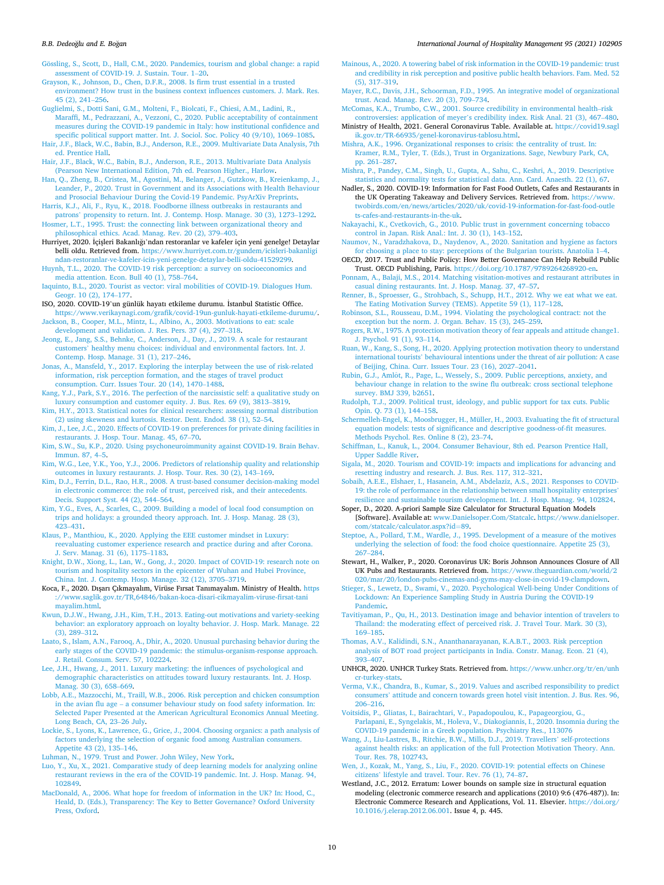Gössling, S., Scott, D., Hall, C.M., 2020. Pandemics, tourism and global change: a rapid assessment of COVID-19. J. Sustain. Tour. 1–20.

Grayson, K., Johnson, D., Chen, D.F.R., 2008. Is firm trust essential in a trusted environment? How trust in the business context influences customers. J. Mark. Res. 45 (2), 241–256.

Guglielmi, S., Dotti Sani, G.M., Molteni, F., Biolcati, F., Chiesi, A.M., Ladini, R., Maraffi, M., Pedrazzani, A., Vezzoni, C., 2020. Public acceptability of containment measures during the COVID-19 pandemic in Italy: how institutional confidence and specific political support matter. Int. J. Sociol. Soc. Policy 40 (9/10), 1069–1085.

Hair, J.F., Black, W.C., Babin, B.J., Anderson, R.E., 2009. Multivariate Data Analysis, 7th ed. Prentice Hall.

Hair, J.F., Black, W.C., Babin, B.J., Anderson, R.E., 2013. Multivariate Data Analysis (Pearson New International Edition, 7th ed. Pearson Higher., Harlow.

Han, Q., Zheng, B., Cristea, M., Agostini, M., Belanger, J., Gutzkow, B., Kreienkamp, J., Leander, P., 2020. Trust in Government and its Associations with Health Behaviour and Prosocial Behaviour During the Covid-19 Pandemic. PsyArXiv Preprints.

Harris, K.J., Ali, F., Ryu, K., 2018. Foodborne illness outbreaks in restaurants and patrons' propensity to return. Int. J. Contemp. Hosp. Manage. 30 (3), 1273–1292.

Hosmer, L.T., 1995. Trust: the connecting link between organizational theory and philosophical ethics. Acad. Manag. Rev. 20 (2), 379–403.

Hurriyet, 2020. İçişleri Bakanlığı'ndan restoranlar ve kafeler için yeni genelge! Detaylar belli oldu. Retrieved from. https://www.hurriyet.com.tr/gundem/icisleri-bakanligindan-restoranlar-ve-kafeler-icin-yeni-genelge-detaylar-belli-oldu-41529299.

Huynh, T.L., 2020. The COVID-19 risk perception: a survey on socioeconomics and media attention. Econ. Bull 40 (1), 758–764.

Iaquinto, B.L., 2020. Tourist as vector: viral mobilities of COVID-19. Dialogues Hum. Geogr. 10 (2), 174–177.

ISO, 2020. COVID-19`un günlük hayatı etkileme durumu. İstanbul Statistic Office. https://www.verikaynagi.com/grafik/covid-19un-gunluk-hayati-etkileme-durumu/.

Jackson, B., Cooper, M.L., Mintz, L., Albino, A., 2003. Motivations to eat: scale development and validation. J. Res. Pers. 37 (4), 297–318.

Jeong, E., Jang, S.S., Behnke, C., Anderson, J., Day, J., 2019. A scale for restaurant customers' healthy menu choices: individual and environmental factors. Int. J. Contemp. Hosp. Manage. 31 (1), 217–246.

Jonas, A., Mansfeld, Y., 2017. Exploring the interplay between the use of risk-related information, risk perception formation, and the stages of travel product consumption. Curr. Issues Tour. 20 (14), 1470–1488.

Kang, Y.J., Park, S.Y., 2016. The perfection of the narcissistic self: a qualitative study on luxury consumption and customer equity. J. Bus. Res. 69 (9), 3813–3819.

Kim, H.Y., 2013. Statistical notes for clinical researchers: assessing normal distribution (2) using skewness and kurtosis. Restor. Dent. Endod. 38 (1), 52–54.

Kim, J., Lee, J.C., 2020. Effects of COVID-19 on preferences for private dining facilities in restaurants. J. Hosp. Tour. Manag. 45, 67–70.

Kim, S.W., Su, K.P., 2020. Using psychoneuroimmunity against COVID-19. Brain Behav. Immun. 87, 4–5.

Kim, W.G., Lee, Y.K., Yoo, Y.J., 2006. Predictors of relationship quality and relationship outcomes in luxury restaurants. J. Hosp. Tour. Res. 30 (2), 143–169.

Kim, D.J., Ferrin, D.L., Rao, H.R., 2008. A trust-based consumer decision-making model in electronic commerce: the role of trust, perceived risk, and their antecedents. Decis. Support Syst. 44 (2), 544–564.

Kim, Y.G., Eves, A., Scarles, C., 2009. Building a model of local food consumption on trips and holidays: a grounded theory approach. Int. J. Hosp. Manag. 28 (3), 423–431.

Klaus, P., Manthiou, A., 2020. Applying the EEE customer mindset in Luxury: reevaluating customer experience research and practice during and after Corona. J. Serv. Manag. 31 (6), 1175–1183.

Knight, D.W., Xiong, L., Lan, W., Gong, J., 2020. Impact of COVID-19: research note on tourism and hospitality sectors in the epicenter of Wuhan and Hubei Province, China. Int. J. Contemp. Hosp. Manage. 32 (12), 3705–3719.

Koca, F., 2020. Dışarı Çıkmayalım, Virüse Fırsat Tanımayalım. Ministry of Health. https://www.saglik.gov.tr/TR,64846/bakan-koca-disari-cikmayalim-viruse-firsat-tanimayalim.html.

Kwun, D.J.W., Hwang, J.H., Kim, T.H., 2013. Eating-out motivations and variety-seeking behavior: an exploratory approach on loyalty behavior. J. Hosp. Mark. Manage. 22 (3), 289–312.

Laato, S., Islam, A.N., Farooq, A., Dhir, A., 2020. Unusual purchasing behavior during the early stages of the COVID-19 pandemic: the stimulus-organism-response approach. J. Retail. Consum. Serv. 57, 102224.

Lee, J.H., Hwang, J., 2011. Luxury marketing: the influences of psychological and demographic characteristics on attitudes toward luxury restaurants. Int. J. Hosp. Manag. 30 (3), 658–669.

Lobb, A.E., Mazzocchi, M., Traill, W.B., 2006. Risk perception and chicken consumption in the avian flu age – a consumer behaviour study on food safety information. In: Selected Paper Presented at the American Agricultural Economics Annual Meeting. Long Beach, CA, 23–26 July.

Lockie, S., Lyons, K., Lawrence, G., Grice, J., 2004. Choosing organics: a path analysis of factors underlying the selection of organic food among Australian consumers. Appetite 43 (2), 135–146.

Luhman, N., 1979. Trust and Power. John Wiley, New York.

Luo, Y., Xu, X., 2021. Comparative study of deep learning models for analyzing online restaurant reviews in the era of the COVID-19 pandemic. Int. J. Hosp. Manag. 94, 102849.

MacDonald, A., 2006. What hope for freedom of information in the UK? In: Hood, C., Heald, D. (Eds.), Transparency: The Key to Better Governance? Oxford University Press, Oxford.

Mainous, A., 2020. A towering babel of risk information in the COVID-19 pandemic: trust and credibility in risk perception and positive public health behaviors. Fam. Med. 52 (5), 317–319.

Mayer, R.C., Davis, J.H., Schoorman, F.D., 1995. An integrative model of organizational trust. Acad. Manag. Rev. 20 (3), 709–734.

McComas, K.A., Trumbo, C.W., 2001. Source credibility in environmental health–risk controversies: application of meyer's credibility index. Risk Anal. 21 (3), 467–480.

Ministry of Health, 2021. General Coronavirus Table. Available at. https://covid19.saglik.gov.tr/TR-66935/genel-koronavirus-tablosu.html.

Mishra, A.K., 1996. Organizational responses to crisis: the centrality of trust. In: Kramer, R.M., Tyler, T. (Eds.), Trust in Organizations. Sage, Newbury Park, CA, pp. 261–287.

Mishra, P., Pandey, C.M., Singh, U., Gupta, A., Sahu, C., Keshri, A., 2019. Descriptive statistics and normality tests for statistical data. Ann. Card. Anaesth. 22 (1), 67.

Nadler, S., 2020. COVID-19: Information for Fast Food Outlets, Cafes and Restaurants in the UK Operating Takeaway and Delivery Services. Retrieved from. https://www.twobirds.com/en/news/articles/2020/uk/covid-19-information-for-fast-food-outlets-cafes-and-restaurants-in-the-uk.

Nakayachi, K., Cvetkovich, G., 2010. Public trust in government concerning tobacco control in Japan. Risk Anal.: Int. J. 30 (1), 143–152.

Naumov, N., Varadzhakova, D., Naydenov, A., 2020. Sanitation and hygiene as factors for choosing a place to stay: perceptions of the Bulgarian tourists. Anatolia 1–4.

OECD, 2017. Trust and Public Policy: How Better Governance Can Help Rebuild Public Trust. OECD Publishing, Paris. https://doi.org/10.1787/9789264268920-en.

Ponnam, A., Balaji, M.S., 2014. Matching visitation-motives and restaurant attributes in casual dining restaurants. Int. J. Hosp. Manag. 37, 47–57.

Renner, B., Sproesser, G., Strohbach, S., Schupp, H.T., 2012. Why we eat what we eat. The Eating Motivation Survey (TEMS). Appetite 59 (1), 117–128.

Robinson, S.L., Rousseau, D.M., 1994. Violating the psychological contract: not the exception but the norm. J. Organ. Behav. 15 (3), 245–259.

Rogers, R.W., 1975. A protection motivation theory of fear appeals and attitude change1. J. Psychol. 91 (1), 93–114.

Ruan, W., Kang, S., Song, H., 2020. Applying protection motivation theory to understand international tourists' behavioural intentions under the threat of air pollution: A case of Beijing, China. Curr. Issues Tour. 23 (16), 2027–2041.

Rubin, G.J., Amlot, R., Page, L., Wessely, S., 2009. Public perceptions, anxiety, and behaviour change in relation to the swine flu outbreak: cross sectional telephone survey. BMJ 339, b2651.

Rudolph, T.J., 2009. Political trust, ideology, and public support for tax cuts. Public Opin. Q. 73 (1), 144–158.

Schermelleh-Engel, K., Moosbrugger, H., Müller, H., 2003. Evaluating the fit of structural equation models: tests of significance and descriptive goodness-of-fit measures. Methods Psychol. Res. Online 8 (2), 23–74.

Schiffman, L., Kanuk, L., 2004. Consumer Behaviour, 8th ed. Pearson Prentice Hall, Upper Saddle River.

Sigala, M., 2020. Tourism and COVID-19: impacts and implications for advancing and resetting industry and research. J. Bus. Res. 117, 312–321.

Sobaih, A.E.E., Elshaer, I., Hasanein, A.M., Abdelaziz, A.S., 2021. Responses to COVID-19: the role of performance in the relationship between small hospitality enterprises' resilience and sustainable tourism development. Int. J. Hosp. Manag. 94, 102824.

Soper, D., 2020. A-priori Sample Size Calculator for Structural Equation Models [Software]. Available at: www.Danielsoper.Com/Statcalc. https://www.danielsoper.com/statcalc/calculator.aspx?id=89.

Steptoe, A., Pollard, T.M., Wardle, J., 1995. Development of a measure of the motives underlying the selection of food: the food choice questionnaire. Appetite 25 (3), 267–284.

Stewart, H., Walker, P., 2020. Coronavirus UK: Boris Johnson Announces Closure of All UK Pubs and Restaurants. Retrieved from. https://www.theguardian.com/world/2020/mar/20/london-pubs-cinemas-and-gyms-may-close-in-covid-19-clampdown.

Stieger, S., Lewetz, D., Swami, V., 2020. Psychological Well-being Under Conditions of Lockdown: An Experience Sampling Study in Austria During the COVID-19 Pandemic.

Tavitiyaman, P., Qu, H., 2013. Destination image and behavior intention of travelers to Thailand: the moderating effect of perceived risk. J. Travel Tour. Mark. 30 (3), 169–185.

Thomas, A.V., Kalidindi, S.N., Ananthanarayanan, K.A.B.T., 2003. Risk perception analysis of BOT road project participants in India. Constr. Manag. Econ. 21 (4), 393–407.

UNHCR, 2020. UNHCR Turkey Stats. Retrieved from. https://www.unhcr.org/tr/en/unhcr-turkey-stats.

Verma, V.K., Chandra, B., Kumar, S., 2019. Values and ascribed responsibility to predict consumers' attitude and concern towards green hotel visit intention. J. Bus. Res. 96, 206–216.

Voitsidis, P., Gliatas, I., Bairachtari, V., Papadopoulou, K., Papageorgiou, G., Parlapani, E., Syngelakis, M., Holeva, V., Diakogiannis, I., 2020. Insomnia during the COVID-19 pandemic in a Greek population. Psychiatry Res., 113076

Wang, J., Liu-Lastres, B., Ritchie, B.W., Mills, D.J., 2019. Travellers' self-protections against health risks: an application of the full Protection Motivation Theory. Ann. Tour. Res. 78, 102743.

Wen, J., Kozak, M., Yang, S., Liu, F., 2020. COVID-19: potential effects on Chinese citizens' lifestyle and travel. Tour. Rev. 76 (1), 74–87.

Westland, J.C., 2012. Erratum: Lower bounds on sample size in structural equation modeling (electronic commerce research and applications (2010) 9:6 (476-487)). In: Electronic Commerce Research and Applications, Vol. 11. Elsevier. https://doi.org/10.1016/j.elerap.2012.06.001. Issue 4, p. 445.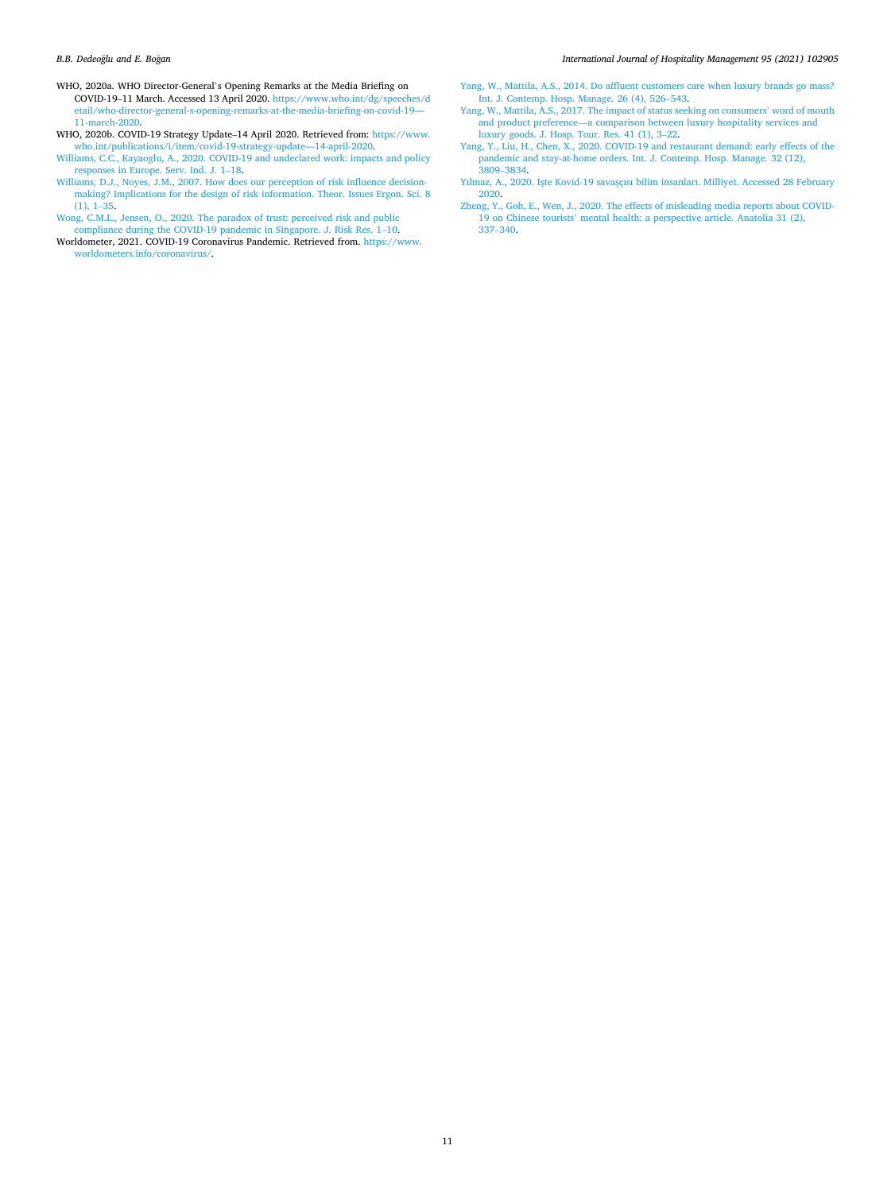WHO, 2020a. WHO Director-General's Opening Remarks at the Media Briefing on COVID-19–11 March. Accessed 13 April 2020. https://www.who.int/dg/speeches/detail/who-director-general-s-opening-remarks-at-the-media-briefing-on-covid-19—11-march-2020.

WHO, 2020b. COVID-19 Strategy Update–14 April 2020. Retrieved from: https://www.who.int/publications/i/item/covid-19-strategy-update—14-april-2020.

Williams, C.C., Kayaoglu, A., 2020. COVID-19 and undeclared work: impacts and policy responses in Europe. Serv. Ind. J. 1–18.

Williams, D.J., Noyes, J.M., 2007. How does our perception of risk influence decision-making? Implications for the design of risk information. Theor. Issues Ergon. Sci. 8 (1), 1–35.

Wong, C.M.L., Jensen, O., 2020. The paradox of trust: perceived risk and public compliance during the COVID-19 pandemic in Singapore. J. Risk Res. 1–10.

Worldometer, 2021. COVID-19 Coronavirus Pandemic. Retrieved from. https://www.worldometers.info/coronavirus/.

Yang, W., Mattila, A.S., 2014. Do affluent customers care when luxury brands go mass? Int. J. Contemp. Hosp. Manage. 26 (4), 526–543.

Yang, W., Mattila, A.S., 2017. The impact of status seeking on consumers' word of mouth and product preference—a comparison between luxury hospitality services and luxury goods. J. Hosp. Tour. Res. 41 (1), 3–22.

Yang, Y., Liu, H., Chen, X., 2020. COVID-19 and restaurant demand: early effects of the pandemic and stay-at-home orders. Int. J. Contemp. Hosp. Manage. 32 (12), 3809–3834.

Yılmaz, A., 2020. İşte Kovid-19 savaşçısı bilim insanları. Milliyet. Accessed 28 February 2020.

Zheng, Y., Goh, E., Wen, J., 2020. The effects of misleading media reports about COVID-19 on Chinese tourists' mental health: a perspective article. Anatolia 31 (2), 337–340.